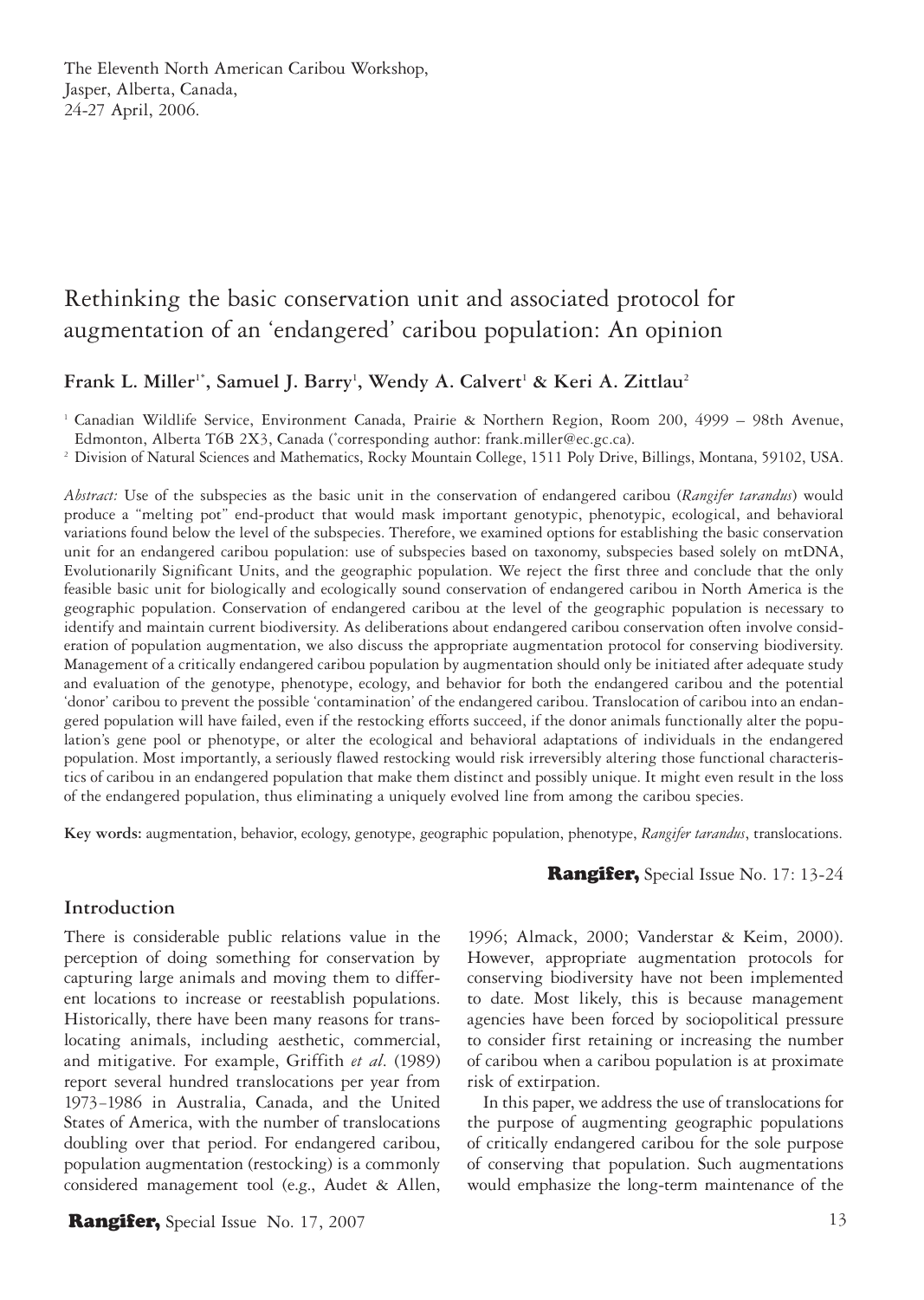The Eleventh North American Caribou Workshop,
Jasper, Alberta, Canada,
24-27 April, 2006.

# Rethinking the basic conservation unit and associated protocol for augmentation of an 'endangered' caribou population: An opinion

**Frank L. Miller[1*], Samuel J. Barry[1], Wendy A. Calvert[1] & Keri A. Zittlau[2]**

[1] Canadian Wildlife Service, Environment Canada, Prairie & Northern Region, Room 200, 4999 – 98th Avenue, Edmonton, Alberta T6B 2X3, Canada (*corresponding author: frank.miller@ec.gc.ca).

[2] Division of Natural Sciences and Mathematics, Rocky Mountain College, 1511 Poly Drive, Billings, Montana, 59102, USA.

*Abstract:* Use of the subspecies as the basic unit in the conservation of endangered caribou (*Rangifer tarandus*) would produce a "melting pot" end-product that would mask important genotypic, phenotypic, ecological, and behavioral variations found below the level of the subspecies. Therefore, we examined options for establishing the basic conservation unit for an endangered caribou population: use of subspecies based on taxonomy, subspecies based solely on mtDNA, Evolutionarily Significant Units, and the geographic population. We reject the first three and conclude that the only feasible basic unit for biologically and ecologically sound conservation of endangered caribou in North America is the geographic population. Conservation of endangered caribou at the level of the geographic population is necessary to identify and maintain current biodiversity. As deliberations about endangered caribou conservation often involve consideration of population augmentation, we also discuss the appropriate augmentation protocol for conserving biodiversity. Management of a critically endangered caribou population by augmentation should only be initiated after adequate study and evaluation of the genotype, phenotype, ecology, and behavior for both the endangered caribou and the potential 'donor' caribou to prevent the possible 'contamination' of the endangered caribou. Translocation of caribou into an endangered population will have failed, even if the restocking efforts succeed, if the donor animals functionally alter the population's gene pool or phenotype, or alter the ecological and behavioral adaptations of individuals in the endangered population. Most importantly, a seriously flawed restocking would risk irreversibly altering those functional characteristics of caribou in an endangered population that make them distinct and possibly unique. It might even result in the loss of the endangered population, thus eliminating a uniquely evolved line from among the caribou species.

**Key words:** augmentation, behavior, ecology, genotype, geographic population, phenotype, *Rangifer tarandus*, translocations.

## Introduction

There is considerable public relations value in the perception of doing something for conservation by capturing large animals and moving them to different locations to increase or reestablish populations. Historically, there have been many reasons for translocating animals, including aesthetic, commercial, and mitigative. For example, Griffith *et al*. (1989) report several hundred translocations per year from 1973–1986 in Australia, Canada, and the United States of America, with the number of translocations doubling over that period. For endangered caribou, population augmentation (restocking) is a commonly considered management tool (e.g., Audet & Allen, 1996; Almack, 2000; Vanderstar & Keim, 2000). However, appropriate augmentation protocols for conserving biodiversity have not been implemented to date. Most likely, this is because management agencies have been forced by sociopolitical pressure to consider first retaining or increasing the number of caribou when a caribou population is at proximate risk of extirpation.

In this paper, we address the use of translocations for the purpose of augmenting geographic populations of critically endangered caribou for the sole purpose of conserving that population. Such augmentations would emphasize the long-term maintenance of the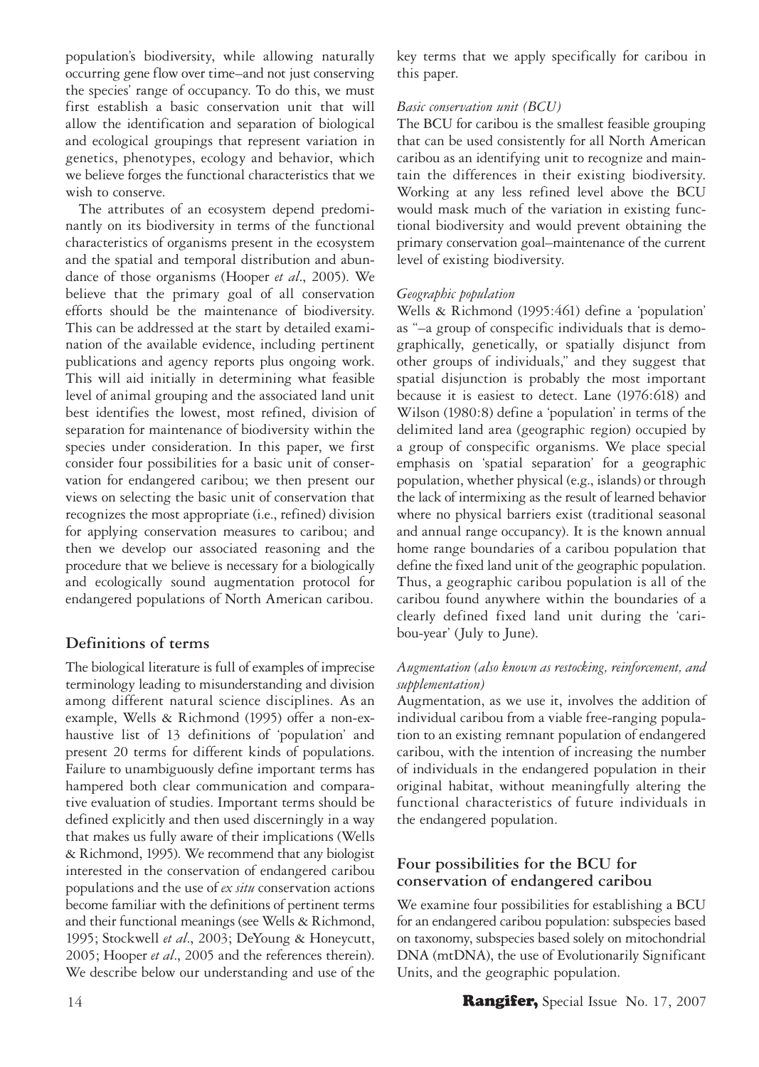population's biodiversity, while allowing naturally occurring gene flow over time–and not just conserving the species' range of occupancy. To do this, we must first establish a basic conservation unit that will allow the identification and separation of biological and ecological groupings that represent variation in genetics, phenotypes, ecology and behavior, which we believe forges the functional characteristics that we wish to conserve.

The attributes of an ecosystem depend predominantly on its biodiversity in terms of the functional characteristics of organisms present in the ecosystem and the spatial and temporal distribution and abundance of those organisms (Hooper *et al*., 2005). We believe that the primary goal of all conservation efforts should be the maintenance of biodiversity. This can be addressed at the start by detailed examination of the available evidence, including pertinent publications and agency reports plus ongoing work. This will aid initially in determining what feasible level of animal grouping and the associated land unit best identifies the lowest, most refined, division of separation for maintenance of biodiversity within the species under consideration. In this paper, we first consider four possibilities for a basic unit of conservation for endangered caribou; we then present our views on selecting the basic unit of conservation that recognizes the most appropriate (i.e., refined) division for applying conservation measures to caribou; and then we develop our associated reasoning and the procedure that we believe is necessary for a biologically and ecologically sound augmentation protocol for endangered populations of North American caribou.

## Definitions of terms

The biological literature is full of examples of imprecise terminology leading to misunderstanding and division among different natural science disciplines. As an example, Wells & Richmond (1995) offer a non-exhaustive list of 13 definitions of 'population' and present 20 terms for different kinds of populations. Failure to unambiguously define important terms has hampered both clear communication and comparative evaluation of studies. Important terms should be defined explicitly and then used discerningly in a way that makes us fully aware of their implications (Wells & Richmond, 1995). We recommend that any biologist interested in the conservation of endangered caribou populations and the use of *ex situ* conservation actions become familiar with the definitions of pertinent terms and their functional meanings (see Wells & Richmond, 1995; Stockwell *et al*., 2003; DeYoung & Honeycutt, 2005; Hooper *et al*., 2005 and the references therein). We describe below our understanding and use of the key terms that we apply specifically for caribou in this paper.

*Basic conservation unit (BCU)*

The BCU for caribou is the smallest feasible grouping that can be used consistently for all North American caribou as an identifying unit to recognize and maintain the differences in their existing biodiversity. Working at any less refined level above the BCU would mask much of the variation in existing functional biodiversity and would prevent obtaining the primary conservation goal–maintenance of the current level of existing biodiversity.

*Geographic population*

Wells & Richmond (1995:461) define a 'population' as "–a group of conspecific individuals that is demographically, genetically, or spatially disjunct from other groups of individuals," and they suggest that spatial disjunction is probably the most important because it is easiest to detect. Lane (1976:618) and Wilson (1980:8) define a 'population' in terms of the delimited land area (geographic region) occupied by a group of conspecific organisms. We place special emphasis on 'spatial separation' for a geographic population, whether physical (e.g., islands) or through the lack of intermixing as the result of learned behavior where no physical barriers exist (traditional seasonal and annual range occupancy). It is the known annual home range boundaries of a caribou population that define the fixed land unit of the geographic population. Thus, a geographic caribou population is all of the caribou found anywhere within the boundaries of a clearly defined fixed land unit during the 'caribou-year' (July to June).

*Augmentation (also known as restocking, reinforcement, and supplementation)*

Augmentation, as we use it, involves the addition of individual caribou from a viable free-ranging population to an existing remnant population of endangered caribou, with the intention of increasing the number of individuals in the endangered population in their original habitat, without meaningfully altering the functional characteristics of future individuals in the endangered population.

## Four possibilities for the BCU for conservation of endangered caribou

We examine four possibilities for establishing a BCU for an endangered caribou population: subspecies based on taxonomy, subspecies based solely on mitochondrial DNA (mtDNA), the use of Evolutionarily Significant Units, and the geographic population.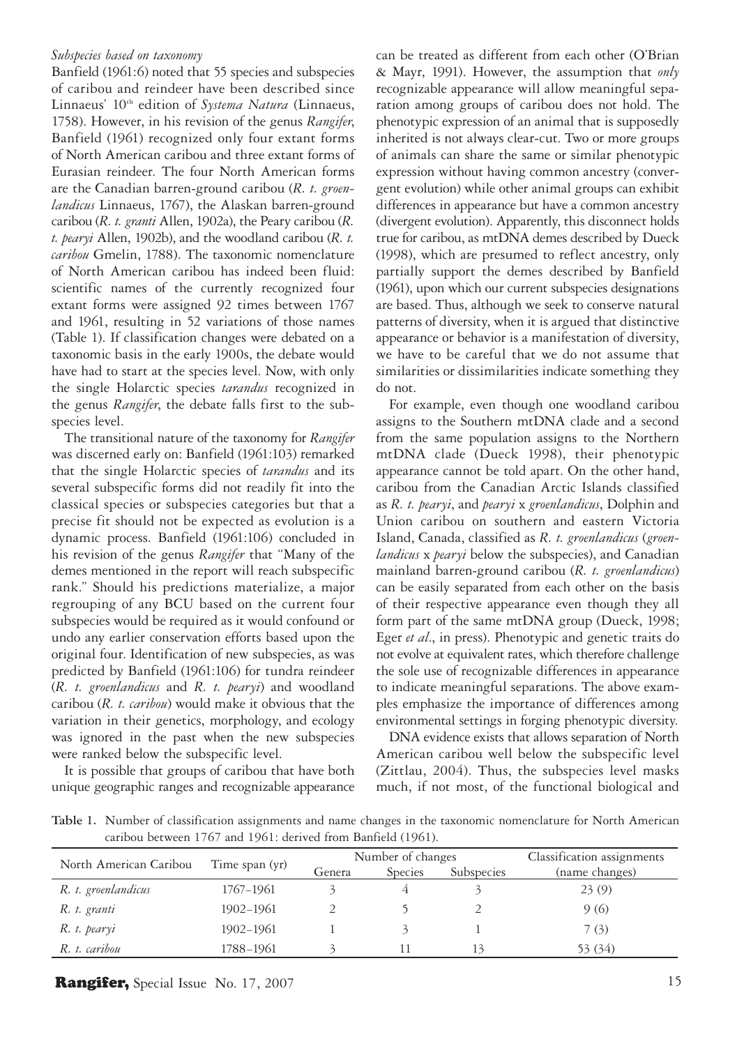*Subspecies based on taxonomy*

Banfield (1961:6) noted that 55 species and subspecies of caribou and reindeer have been described since Linnaeus' 10th edition of *Systema Natura* (Linnaeus, 1758). However, in his revision of the genus *Rangifer*, Banfield (1961) recognized only four extant forms of North American caribou and three extant forms of Eurasian reindeer. The four North American forms are the Canadian barren-ground caribou (*R. t. groenlandicus* Linnaeus, 1767), the Alaskan barren-ground caribou (*R. t. granti* Allen, 1902a), the Peary caribou (*R. t. pearyi* Allen, 1902b), and the woodland caribou (*R. t. caribou* Gmelin, 1788). The taxonomic nomenclature of North American caribou has indeed been fluid: scientific names of the currently recognized four extant forms were assigned 92 times between 1767 and 1961, resulting in 52 variations of those names (Table 1). If classification changes were debated on a taxonomic basis in the early 1900s, the debate would have had to start at the species level. Now, with only the single Holarctic species *tarandus* recognized in the genus *Rangifer*, the debate falls first to the subspecies level.

The transitional nature of the taxonomy for *Rangifer* was discerned early on: Banfield (1961:103) remarked that the single Holarctic species of *tarandus* and its several subspecific forms did not readily fit into the classical species or subspecies categories but that a precise fit should not be expected as evolution is a dynamic process. Banfield (1961:106) concluded in his revision of the genus *Rangifer* that "Many of the demes mentioned in the report will reach subspecific rank." Should his predictions materialize, a major regrouping of any BCU based on the current four subspecies would be required as it would confound or undo any earlier conservation efforts based upon the original four. Identification of new subspecies, as was predicted by Banfield (1961:106) for tundra reindeer (*R. t. groenlandicus* and *R. t. pearyi*) and woodland caribou (*R. t. caribou*) would make it obvious that the variation in their genetics, morphology, and ecology was ignored in the past when the new subspecies were ranked below the subspecific level.

It is possible that groups of caribou that have both unique geographic ranges and recognizable appearance can be treated as different from each other (O'Brian & Mayr, 1991). However, the assumption that *only* recognizable appearance will allow meaningful separation among groups of caribou does not hold. The phenotypic expression of an animal that is supposedly inherited is not always clear-cut. Two or more groups of animals can share the same or similar phenotypic expression without having common ancestry (convergent evolution) while other animal groups can exhibit differences in appearance but have a common ancestry (divergent evolution). Apparently, this disconnect holds true for caribou, as mtDNA demes described by Dueck (1998), which are presumed to reflect ancestry, only partially support the demes described by Banfield (1961), upon which our current subspecies designations are based. Thus, although we seek to conserve natural patterns of diversity, when it is argued that distinctive appearance or behavior is a manifestation of diversity, we have to be careful that we do not assume that similarities or dissimilarities indicate something they do not.

For example, even though one woodland caribou assigns to the Southern mtDNA clade and a second from the same population assigns to the Northern mtDNA clade (Dueck 1998), their phenotypic appearance cannot be told apart. On the other hand, caribou from the Canadian Arctic Islands classified as *R. t. pearyi*, and *pearyi* x *groenlandicus*, Dolphin and Union caribou on southern and eastern Victoria Island, Canada, classified as *R. t. groenlandicus* (*groenlandicus* x *pearyi* below the subspecies), and Canadian mainland barren-ground caribou (*R. t. groenlandicus*) can be easily separated from each other on the basis of their respective appearance even though they all form part of the same mtDNA group (Dueck, 1998; Eger *et al*., in press). Phenotypic and genetic traits do not evolve at equivalent rates, which therefore challenge the sole use of recognizable differences in appearance to indicate meaningful separations. The above examples emphasize the importance of differences among environmental settings in forging phenotypic diversity.

DNA evidence exists that allows separation of North American caribou well below the subspecific level (Zittlau, 2004). Thus, the subspecies level masks much, if not most, of the functional biological and

**Table 1.** Number of classification assignments and name changes in the taxonomic nomenclature for North American caribou between 1767 and 1961: derived from Banfield (1961).

| North American Caribou | Time span (yr) | Number of changes | | | Classification assignments |
|---|---|---|---|---|---|
| | | Genera | Species | Subspecies | (name changes) |
| *R. t. groenlandicus* | 1767–1961 | 3 | 4 | 3 | 23 (9) |
| *R. t. granti* | 1902–1961 | 2 | 5 | 2 | 9 (6) |
| *R. t. pearyi* | 1902–1961 | 1 | 3 | 1 | 7 (3) |
| *R. t. caribou* | 1788–1961 | 3 | 11 | 13 | 53 (34) |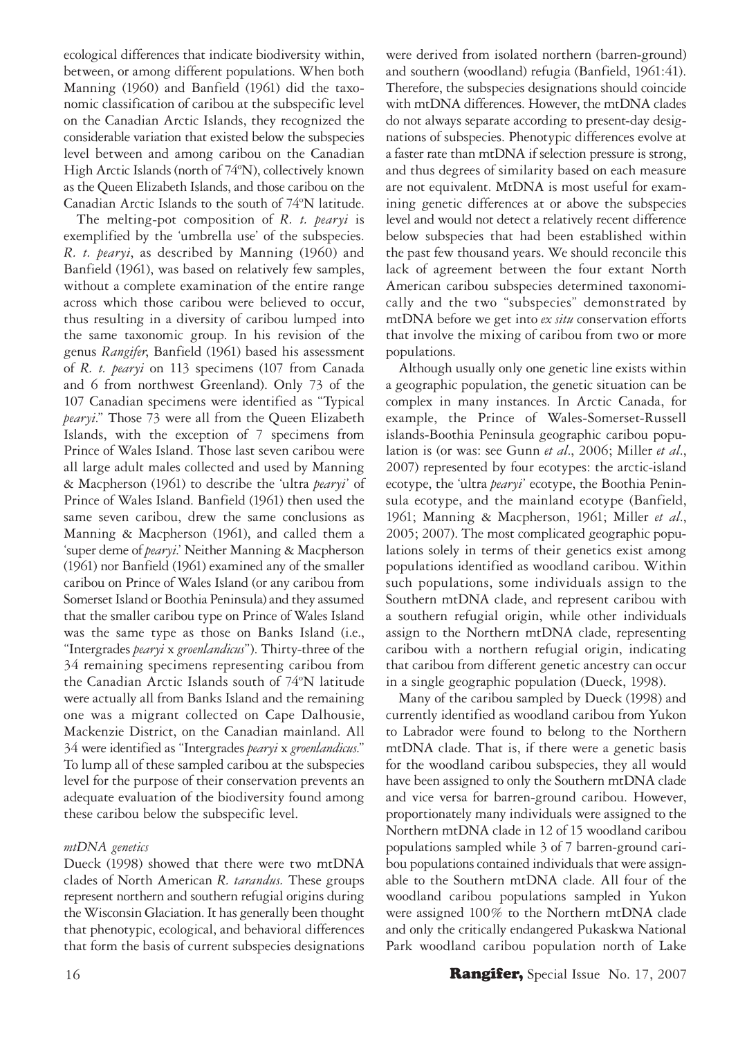ecological differences that indicate biodiversity within, between, or among different populations. When both Manning (1960) and Banfield (1961) did the taxonomic classification of caribou at the subspecific level on the Canadian Arctic Islands, they recognized the considerable variation that existed below the subspecies level between and among caribou on the Canadian High Arctic Islands (north of 74ºN), collectively known as the Queen Elizabeth Islands, and those caribou on the Canadian Arctic Islands to the south of 74ºN latitude.

The melting-pot composition of *R. t. pearyi* is exemplified by the 'umbrella use' of the subspecies. *R. t. pearyi*, as described by Manning (1960) and Banfield (1961), was based on relatively few samples, without a complete examination of the entire range across which those caribou were believed to occur, thus resulting in a diversity of caribou lumped into the same taxonomic group. In his revision of the genus *Rangifer*, Banfield (1961) based his assessment of *R. t. pearyi* on 113 specimens (107 from Canada and 6 from northwest Greenland). Only 73 of the 107 Canadian specimens were identified as "Typical *pearyi*." Those 73 were all from the Queen Elizabeth Islands, with the exception of 7 specimens from Prince of Wales Island. Those last seven caribou were all large adult males collected and used by Manning & Macpherson (1961) to describe the 'ultra *pearyi*' of Prince of Wales Island. Banfield (1961) then used the same seven caribou, drew the same conclusions as Manning & Macpherson (1961), and called them a 'super deme of *pearyi*.' Neither Manning & Macpherson (1961) nor Banfield (1961) examined any of the smaller caribou on Prince of Wales Island (or any caribou from Somerset Island or Boothia Peninsula) and they assumed that the smaller caribou type on Prince of Wales Island was the same type as those on Banks Island (i.e., "Intergrades *pearyi* x *groenlandicus*"). Thirty-three of the 34 remaining specimens representing caribou from the Canadian Arctic Islands south of 74ºN latitude were actually all from Banks Island and the remaining one was a migrant collected on Cape Dalhousie, Mackenzie District, on the Canadian mainland. All 34 were identified as "Intergrades *pearyi* x *groenlandicus*." To lump all of these sampled caribou at the subspecies level for the purpose of their conservation prevents an adequate evaluation of the biodiversity found among these caribou below the subspecific level.

*mtDNA genetics*

Dueck (1998) showed that there were two mtDNA clades of North American *R. tarandus*. These groups represent northern and southern refugial origins during the Wisconsin Glaciation. It has generally been thought that phenotypic, ecological, and behavioral differences that form the basis of current subspecies designations were derived from isolated northern (barren-ground) and southern (woodland) refugia (Banfield, 1961:41). Therefore, the subspecies designations should coincide with mtDNA differences. However, the mtDNA clades do not always separate according to present-day designations of subspecies. Phenotypic differences evolve at a faster rate than mtDNA if selection pressure is strong, and thus degrees of similarity based on each measure are not equivalent. MtDNA is most useful for examining genetic differences at or above the subspecies level and would not detect a relatively recent difference below subspecies that had been established within the past few thousand years. We should reconcile this lack of agreement between the four extant North American caribou subspecies determined taxonomically and the two "subspecies" demonstrated by mtDNA before we get into *ex situ* conservation efforts that involve the mixing of caribou from two or more populations.

Although usually only one genetic line exists within a geographic population, the genetic situation can be complex in many instances. In Arctic Canada, for example, the Prince of Wales-Somerset-Russell islands-Boothia Peninsula geographic caribou population is (or was: see Gunn *et al.*, 2006; Miller *et al.*, 2007) represented by four ecotypes: the arctic-island ecotype, the 'ultra *pearyi*' ecotype, the Boothia Peninsula ecotype, and the mainland ecotype (Banfield, 1961; Manning & Macpherson, 1961; Miller *et al.*, 2005; 2007). The most complicated geographic populations solely in terms of their genetics exist among populations identified as woodland caribou. Within such populations, some individuals assign to the Southern mtDNA clade, and represent caribou with a southern refugial origin, while other individuals assign to the Northern mtDNA clade, representing caribou with a northern refugial origin, indicating that caribou from different genetic ancestry can occur in a single geographic population (Dueck, 1998).

Many of the caribou sampled by Dueck (1998) and currently identified as woodland caribou from Yukon to Labrador were found to belong to the Northern mtDNA clade. That is, if there were a genetic basis for the woodland caribou subspecies, they all would have been assigned to only the Southern mtDNA clade and vice versa for barren-ground caribou. However, proportionately many individuals were assigned to the Northern mtDNA clade in 12 of 15 woodland caribou populations sampled while 3 of 7 barren-ground caribou populations contained individuals that were assignable to the Southern mtDNA clade. All four of the woodland caribou populations sampled in Yukon were assigned 100% to the Northern mtDNA clade and only the critically endangered Pukaskwa National Park woodland caribou population north of Lake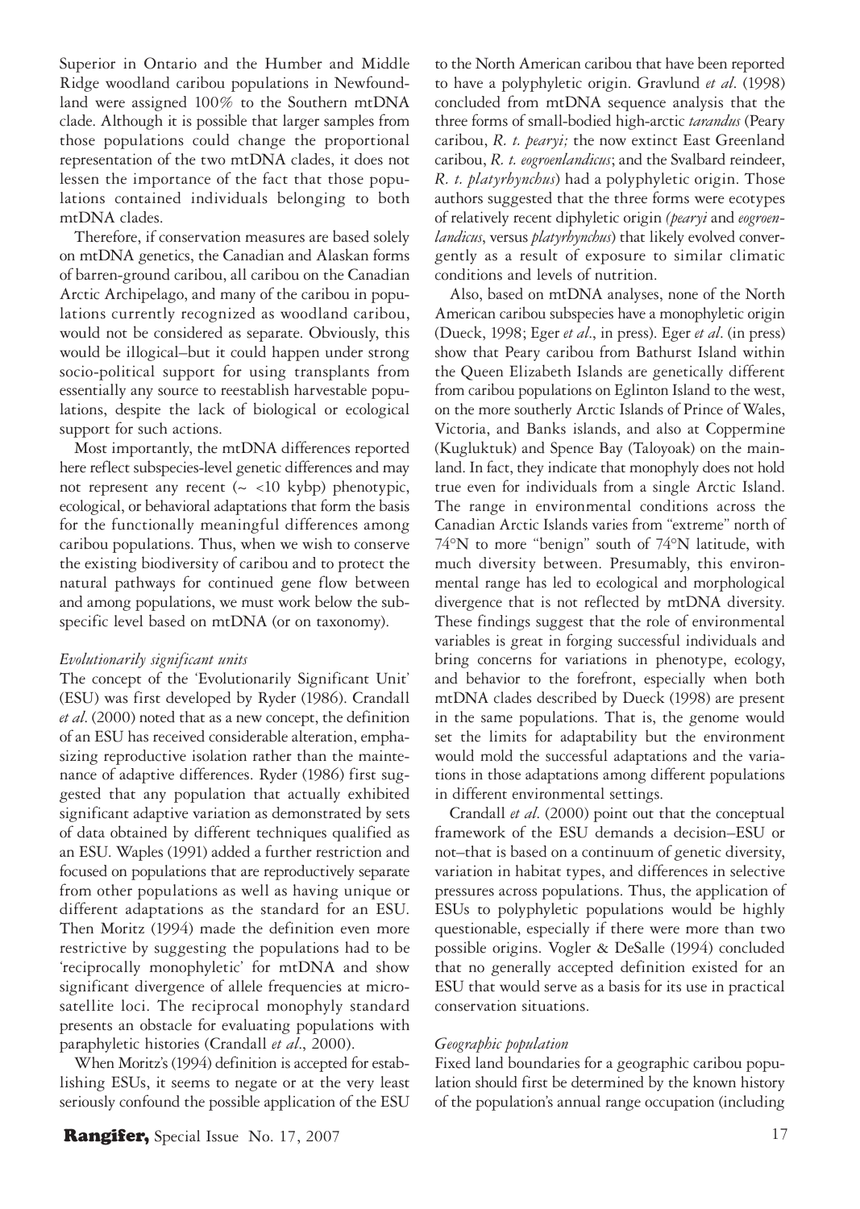Superior in Ontario and the Humber and Middle Ridge woodland caribou populations in Newfoundland were assigned 100% to the Southern mtDNA clade. Although it is possible that larger samples from those populations could change the proportional representation of the two mtDNA clades, it does not lessen the importance of the fact that those populations contained individuals belonging to both mtDNA clades.

Therefore, if conservation measures are based solely on mtDNA genetics, the Canadian and Alaskan forms of barren-ground caribou, all caribou on the Canadian Arctic Archipelago, and many of the caribou in populations currently recognized as woodland caribou, would not be considered as separate. Obviously, this would be illogical–but it could happen under strong socio-political support for using transplants from essentially any source to reestablish harvestable populations, despite the lack of biological or ecological support for such actions.

Most importantly, the mtDNA differences reported here reflect subspecies-level genetic differences and may not represent any recent (~ <10 kybp) phenotypic, ecological, or behavioral adaptations that form the basis for the functionally meaningful differences among caribou populations. Thus, when we wish to conserve the existing biodiversity of caribou and to protect the natural pathways for continued gene flow between and among populations, we must work below the subspecific level based on mtDNA (or on taxonomy).

*Evolutionarily significant units*

The concept of the 'Evolutionarily Significant Unit' (ESU) was first developed by Ryder (1986). Crandall *et al*. (2000) noted that as a new concept, the definition of an ESU has received considerable alteration, emphasizing reproductive isolation rather than the maintenance of adaptive differences. Ryder (1986) first suggested that any population that actually exhibited significant adaptive variation as demonstrated by sets of data obtained by different techniques qualified as an ESU. Waples (1991) added a further restriction and focused on populations that are reproductively separate from other populations as well as having unique or different adaptations as the standard for an ESU. Then Moritz (1994) made the definition even more restrictive by suggesting the populations had to be 'reciprocally monophyletic' for mtDNA and show significant divergence of allele frequencies at microsatellite loci. The reciprocal monophyly standard presents an obstacle for evaluating populations with paraphyletic histories (Crandall *et al*., 2000).

When Moritz's (1994) definition is accepted for establishing ESUs, it seems to negate or at the very least seriously confound the possible application of the ESU to the North American caribou that have been reported to have a polyphyletic origin. Gravlund *et al*. (1998) concluded from mtDNA sequence analysis that the three forms of small-bodied high-arctic *tarandus* (Peary caribou, *R. t. pearyi;* the now extinct East Greenland caribou, *R. t. eogroenlandicus*; and the Svalbard reindeer, *R. t. platyrhynchus*) had a polyphyletic origin. Those authors suggested that the three forms were ecotypes of relatively recent diphyletic origin *(pearyi* and *eogroenlandicus*, versus *platyrhynchus*) that likely evolved convergently as a result of exposure to similar climatic conditions and levels of nutrition.

Also, based on mtDNA analyses, none of the North American caribou subspecies have a monophyletic origin (Dueck, 1998; Eger *et al*., in press). Eger *et al*. (in press) show that Peary caribou from Bathurst Island within the Queen Elizabeth Islands are genetically different from caribou populations on Eglinton Island to the west, on the more southerly Arctic Islands of Prince of Wales, Victoria, and Banks islands, and also at Coppermine (Kugluktuk) and Spence Bay (Taloyoak) on the mainland. In fact, they indicate that monophyly does not hold true even for individuals from a single Arctic Island. The range in environmental conditions across the Canadian Arctic Islands varies from "extreme" north of 74°N to more "benign" south of 74°N latitude, with much diversity between. Presumably, this environmental range has led to ecological and morphological divergence that is not reflected by mtDNA diversity. These findings suggest that the role of environmental variables is great in forging successful individuals and bring concerns for variations in phenotype, ecology, and behavior to the forefront, especially when both mtDNA clades described by Dueck (1998) are present in the same populations. That is, the genome would set the limits for adaptability but the environment would mold the successful adaptations and the variations in those adaptations among different populations in different environmental settings.

Crandall *et al*. (2000) point out that the conceptual framework of the ESU demands a decision–ESU or not–that is based on a continuum of genetic diversity, variation in habitat types, and differences in selective pressures across populations. Thus, the application of ESUs to polyphyletic populations would be highly questionable, especially if there were more than two possible origins. Vogler & DeSalle (1994) concluded that no generally accepted definition existed for an ESU that would serve as a basis for its use in practical conservation situations.

*Geographic population*

Fixed land boundaries for a geographic caribou population should first be determined by the known history of the population's annual range occupation (including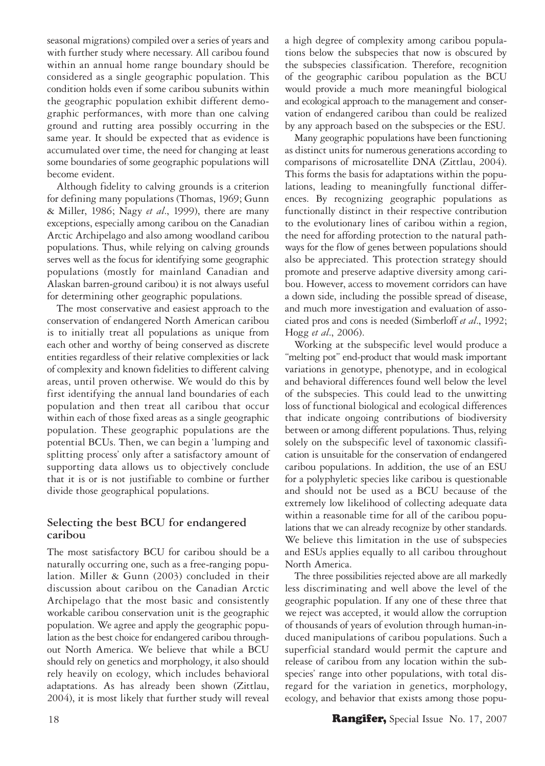seasonal migrations) compiled over a series of years and with further study where necessary. All caribou found within an annual home range boundary should be considered as a single geographic population. This condition holds even if some caribou subunits within the geographic population exhibit different demographic performances, with more than one calving ground and rutting area possibly occurring in the same year. It should be expected that as evidence is accumulated over time, the need for changing at least some boundaries of some geographic populations will become evident.

Although fidelity to calving grounds is a criterion for defining many populations (Thomas, 1969; Gunn & Miller, 1986; Nagy *et al*., 1999), there are many exceptions, especially among caribou on the Canadian Arctic Archipelago and also among woodland caribou populations. Thus, while relying on calving grounds serves well as the focus for identifying some geographic populations (mostly for mainland Canadian and Alaskan barren-ground caribou) it is not always useful for determining other geographic populations.

The most conservative and easiest approach to the conservation of endangered North American caribou is to initially treat all populations as unique from each other and worthy of being conserved as discrete entities regardless of their relative complexities or lack of complexity and known fidelities to different calving areas, until proven otherwise. We would do this by first identifying the annual land boundaries of each population and then treat all caribou that occur within each of those fixed areas as a single geographic population. These geographic populations are the potential BCUs. Then, we can begin a 'lumping and splitting process' only after a satisfactory amount of supporting data allows us to objectively conclude that it is or is not justifiable to combine or further divide those geographical populations.

## Selecting the best BCU for endangered caribou

The most satisfactory BCU for caribou should be a naturally occurring one, such as a free-ranging population. Miller & Gunn (2003) concluded in their discussion about caribou on the Canadian Arctic Archipelago that the most basic and consistently workable caribou conservation unit is the geographic population. We agree and apply the geographic population as the best choice for endangered caribou throughout North America. We believe that while a BCU should rely on genetics and morphology, it also should rely heavily on ecology, which includes behavioral adaptations. As has already been shown (Zittlau, 2004), it is most likely that further study will reveal a high degree of complexity among caribou populations below the subspecies that now is obscured by the subspecies classification. Therefore, recognition of the geographic caribou population as the BCU would provide a much more meaningful biological and ecological approach to the management and conservation of endangered caribou than could be realized by any approach based on the subspecies or the ESU.

Many geographic populations have been functioning as distinct units for numerous generations according to comparisons of microsatellite DNA (Zittlau, 2004). This forms the basis for adaptations within the populations, leading to meaningfully functional differences. By recognizing geographic populations as functionally distinct in their respective contribution to the evolutionary lines of caribou within a region, the need for affording protection to the natural pathways for the flow of genes between populations should also be appreciated. This protection strategy should promote and preserve adaptive diversity among caribou. However, access to movement corridors can have a down side, including the possible spread of disease, and much more investigation and evaluation of associated pros and cons is needed (Simberloff *et al*., 1992; Hogg *et al*., 2006).

Working at the subspecific level would produce a "melting pot" end-product that would mask important variations in genotype, phenotype, and in ecological and behavioral differences found well below the level of the subspecies. This could lead to the unwitting loss of functional biological and ecological differences that indicate ongoing contributions of biodiversity between or among different populations. Thus, relying solely on the subspecific level of taxonomic classification is unsuitable for the conservation of endangered caribou populations. In addition, the use of an ESU for a polyphyletic species like caribou is questionable and should not be used as a BCU because of the extremely low likelihood of collecting adequate data within a reasonable time for all of the caribou populations that we can already recognize by other standards. We believe this limitation in the use of subspecies and ESUs applies equally to all caribou throughout North America.

The three possibilities rejected above are all markedly less discriminating and well above the level of the geographic population. If any one of these three that we reject was accepted, it would allow the corruption of thousands of years of evolution through human-induced manipulations of caribou populations. Such a superficial standard would permit the capture and release of caribou from any location within the subspecies' range into other populations, with total disregard for the variation in genetics, morphology, ecology, and behavior that exists among those popu-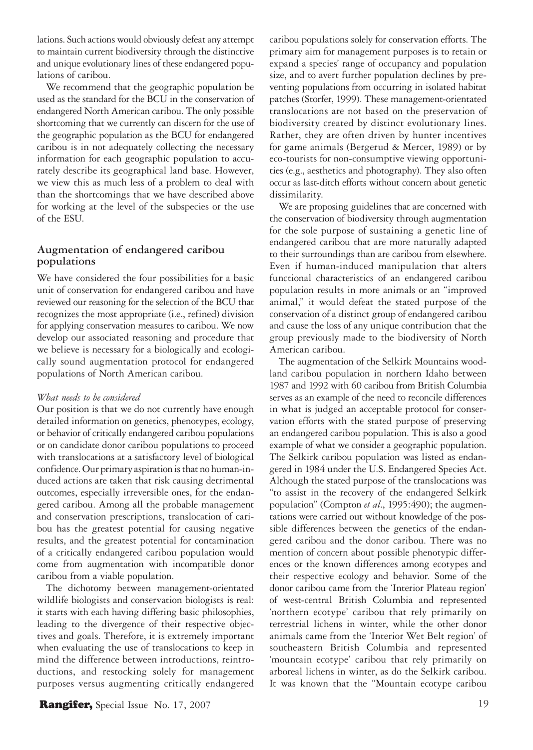lations. Such actions would obviously defeat any attempt to maintain current biodiversity through the distinctive and unique evolutionary lines of these endangered populations of caribou.

We recommend that the geographic population be used as the standard for the BCU in the conservation of endangered North American caribou. The only possible shortcoming that we currently can discern for the use of the geographic population as the BCU for endangered caribou is in not adequately collecting the necessary information for each geographic population to accurately describe its geographical land base. However, we view this as much less of a problem to deal with than the shortcomings that we have described above for working at the level of the subspecies or the use of the ESU.

## Augmentation of endangered caribou populations

We have considered the four possibilities for a basic unit of conservation for endangered caribou and have reviewed our reasoning for the selection of the BCU that recognizes the most appropriate (i.e., refined) division for applying conservation measures to caribou. We now develop our associated reasoning and procedure that we believe is necessary for a biologically and ecologically sound augmentation protocol for endangered populations of North American caribou.

### *What needs to be considered*

Our position is that we do not currently have enough detailed information on genetics, phenotypes, ecology, or behavior of critically endangered caribou populations or on candidate donor caribou populations to proceed with translocations at a satisfactory level of biological confidence. Our primary aspiration is that no human-induced actions are taken that risk causing detrimental outcomes, especially irreversible ones, for the endangered caribou. Among all the probable management and conservation prescriptions, translocation of caribou has the greatest potential for causing negative results, and the greatest potential for contamination of a critically endangered caribou population would come from augmentation with incompatible donor caribou from a viable population.

The dichotomy between management-orientated wildlife biologists and conservation biologists is real: it starts with each having differing basic philosophies, leading to the divergence of their respective objectives and goals. Therefore, it is extremely important when evaluating the use of translocations to keep in mind the difference between introductions, reintroductions, and restocking solely for management purposes versus augmenting critically endangered caribou populations solely for conservation efforts. The primary aim for management purposes is to retain or expand a species' range of occupancy and population size, and to avert further population declines by preventing populations from occurring in isolated habitat patches (Storfer, 1999). These management-orientated translocations are not based on the preservation of biodiversity created by distinct evolutionary lines. Rather, they are often driven by hunter incentives for game animals (Bergerud & Mercer, 1989) or by eco-tourists for non-consumptive viewing opportunities (e.g., aesthetics and photography). They also often occur as last-ditch efforts without concern about genetic dissimilarity.

We are proposing guidelines that are concerned with the conservation of biodiversity through augmentation for the sole purpose of sustaining a genetic line of endangered caribou that are more naturally adapted to their surroundings than are caribou from elsewhere. Even if human-induced manipulation that alters functional characteristics of an endangered caribou population results in more animals or an "improved animal," it would defeat the stated purpose of the conservation of a distinct group of endangered caribou and cause the loss of any unique contribution that the group previously made to the biodiversity of North American caribou.

The augmentation of the Selkirk Mountains woodland caribou population in northern Idaho between 1987 and 1992 with 60 caribou from British Columbia serves as an example of the need to reconcile differences in what is judged an acceptable protocol for conservation efforts with the stated purpose of preserving an endangered caribou population. This is also a good example of what we consider a geographic population. The Selkirk caribou population was listed as endangered in 1984 under the U.S. Endangered Species Act. Although the stated purpose of the translocations was "to assist in the recovery of the endangered Selkirk population" (Compton *et al*., 1995:490); the augmentations were carried out without knowledge of the possible differences between the genetics of the endangered caribou and the donor caribou. There was no mention of concern about possible phenotypic differences or the known differences among ecotypes and their respective ecology and behavior. Some of the donor caribou came from the 'Interior Plateau region' of west-central British Columbia and represented 'northern ecotype' caribou that rely primarily on terrestrial lichens in winter, while the other donor animals came from the 'Interior Wet Belt region' of southeastern British Columbia and represented 'mountain ecotype' caribou that rely primarily on arboreal lichens in winter, as do the Selkirk caribou. It was known that the "Mountain ecotype caribou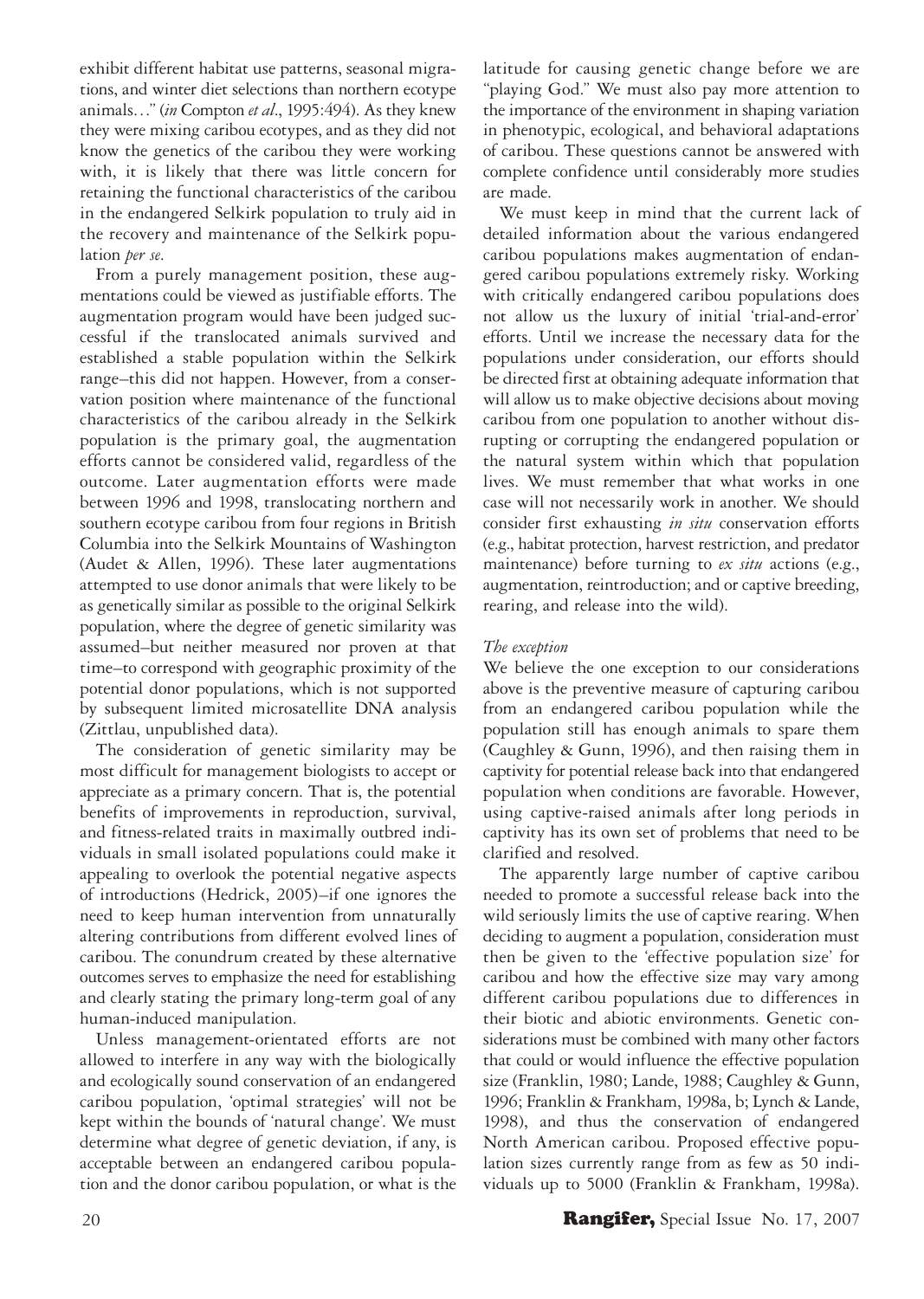exhibit different habitat use patterns, seasonal migrations, and winter diet selections than northern ecotype animals…" (*in* Compton *et al*., 1995:494). As they knew they were mixing caribou ecotypes, and as they did not know the genetics of the caribou they were working with, it is likely that there was little concern for retaining the functional characteristics of the caribou in the endangered Selkirk population to truly aid in the recovery and maintenance of the Selkirk population *per se*.

From a purely management position, these augmentations could be viewed as justifiable efforts. The augmentation program would have been judged successful if the translocated animals survived and established a stable population within the Selkirk range–this did not happen. However, from a conservation position where maintenance of the functional characteristics of the caribou already in the Selkirk population is the primary goal, the augmentation efforts cannot be considered valid, regardless of the outcome. Later augmentation efforts were made between 1996 and 1998, translocating northern and southern ecotype caribou from four regions in British Columbia into the Selkirk Mountains of Washington (Audet & Allen, 1996). These later augmentations attempted to use donor animals that were likely to be as genetically similar as possible to the original Selkirk population, where the degree of genetic similarity was assumed–but neither measured nor proven at that time–to correspond with geographic proximity of the potential donor populations, which is not supported by subsequent limited microsatellite DNA analysis (Zittlau, unpublished data).

The consideration of genetic similarity may be most difficult for management biologists to accept or appreciate as a primary concern. That is, the potential benefits of improvements in reproduction, survival, and fitness-related traits in maximally outbred individuals in small isolated populations could make it appealing to overlook the potential negative aspects of introductions (Hedrick, 2005)–if one ignores the need to keep human intervention from unnaturally altering contributions from different evolved lines of caribou. The conundrum created by these alternative outcomes serves to emphasize the need for establishing and clearly stating the primary long-term goal of any human-induced manipulation.

Unless management-orientated efforts are not allowed to interfere in any way with the biologically and ecologically sound conservation of an endangered caribou population, 'optimal strategies' will not be kept within the bounds of 'natural change'. We must determine what degree of genetic deviation, if any, is acceptable between an endangered caribou population and the donor caribou population, or what is the latitude for causing genetic change before we are "playing God." We must also pay more attention to the importance of the environment in shaping variation in phenotypic, ecological, and behavioral adaptations of caribou. These questions cannot be answered with complete confidence until considerably more studies are made.

We must keep in mind that the current lack of detailed information about the various endangered caribou populations makes augmentation of endangered caribou populations extremely risky. Working with critically endangered caribou populations does not allow us the luxury of initial 'trial-and-error' efforts. Until we increase the necessary data for the populations under consideration, our efforts should be directed first at obtaining adequate information that will allow us to make objective decisions about moving caribou from one population to another without disrupting or corrupting the endangered population or the natural system within which that population lives. We must remember that what works in one case will not necessarily work in another. We should consider first exhausting *in situ* conservation efforts (e.g., habitat protection, harvest restriction, and predator maintenance) before turning to *ex situ* actions (e.g., augmentation, reintroduction; and or captive breeding, rearing, and release into the wild).

### *The exception*

We believe the one exception to our considerations above is the preventive measure of capturing caribou from an endangered caribou population while the population still has enough animals to spare them (Caughley & Gunn, 1996), and then raising them in captivity for potential release back into that endangered population when conditions are favorable. However, using captive-raised animals after long periods in captivity has its own set of problems that need to be clarified and resolved.

The apparently large number of captive caribou needed to promote a successful release back into the wild seriously limits the use of captive rearing. When deciding to augment a population, consideration must then be given to the 'effective population size' for caribou and how the effective size may vary among different caribou populations due to differences in their biotic and abiotic environments. Genetic considerations must be combined with many other factors that could or would influence the effective population size (Franklin, 1980; Lande, 1988; Caughley & Gunn, 1996; Franklin & Frankham, 1998a, b; Lynch & Lande, 1998), and thus the conservation of endangered North American caribou. Proposed effective population sizes currently range from as few as 50 individuals up to 5000 (Franklin & Frankham, 1998a).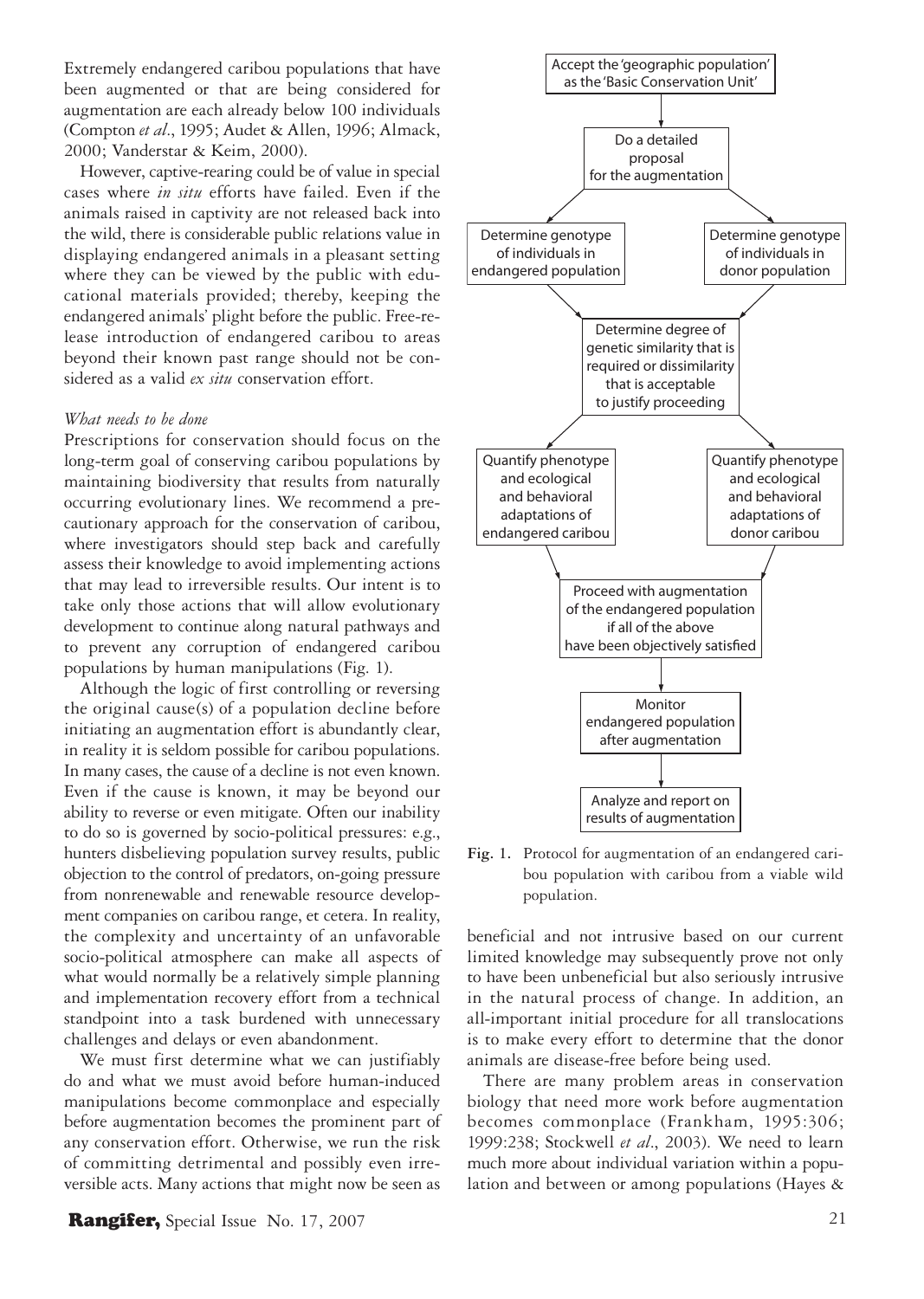Extremely endangered caribou populations that have been augmented or that are being considered for augmentation are each already below 100 individuals (Compton *et al*., 1995; Audet & Allen, 1996; Almack, 2000; Vanderstar & Keim, 2000).

However, captive-rearing could be of value in special cases where *in situ* efforts have failed. Even if the animals raised in captivity are not released back into the wild, there is considerable public relations value in displaying endangered animals in a pleasant setting where they can be viewed by the public with educational materials provided; thereby, keeping the endangered animals' plight before the public. Free-release introduction of endangered caribou to areas beyond their known past range should not be considered as a valid *ex situ* conservation effort.

*What needs to be done*

Prescriptions for conservation should focus on the long-term goal of conserving caribou populations by maintaining biodiversity that results from naturally occurring evolutionary lines. We recommend a precautionary approach for the conservation of caribou, where investigators should step back and carefully assess their knowledge to avoid implementing actions that may lead to irreversible results. Our intent is to take only those actions that will allow evolutionary development to continue along natural pathways and to prevent any corruption of endangered caribou populations by human manipulations (Fig. 1).

Although the logic of first controlling or reversing the original cause(s) of a population decline before initiating an augmentation effort is abundantly clear, in reality it is seldom possible for caribou populations. In many cases, the cause of a decline is not even known. Even if the cause is known, it may be beyond our ability to reverse or even mitigate. Often our inability to do so is governed by socio-political pressures: e.g., hunters disbelieving population survey results, public objection to the control of predators, on-going pressure from nonrenewable and renewable resource development companies on caribou range, et cetera. In reality, the complexity and uncertainty of an unfavorable socio-political atmosphere can make all aspects of what would normally be a relatively simple planning and implementation recovery effort from a technical standpoint into a task burdened with unnecessary challenges and delays or even abandonment.

We must first determine what we can justifiably do and what we must avoid before human-induced manipulations become commonplace and especially before augmentation becomes the prominent part of any conservation effort. Otherwise, we run the risk of committing detrimental and possibly even irreversible acts. Many actions that might now be seen as beneficial and not intrusive based on our current limited knowledge may subsequently prove not only to have been unbeneficial but also seriously intrusive in the natural process of change. In addition, an all-important initial procedure for all translocations is to make every effort to determine that the donor animals are disease-free before being used.

Accept the 'geographic population' as the 'Basic Conservation Unit'
→ Do a detailed proposal for the augmentation
→ Determine genotype of individuals in endangered population | Determine genotype of individuals in donor population
→ Determine degree of genetic similarity that is required or dissimilarity that is acceptable to justify proceeding
→ Quantify phenotype and ecological and behavioral adaptations of endangered caribou | Quantify phenotype and ecological and behavioral adaptations of donor caribou
→ Proceed with augmentation of the endangered population if all of the above have been objectively satisfied
→ Monitor endangered population after augmentation
→ Analyze and report on results of augmentation

**Fig. 1.** Protocol for augmentation of an endangered caribou population with caribou from a viable wild population.

There are many problem areas in conservation biology that need more work before augmentation becomes commonplace (Frankham, 1995:306; 1999:238; Stockwell *et al*., 2003). We need to learn much more about individual variation within a population and between or among populations (Hayes &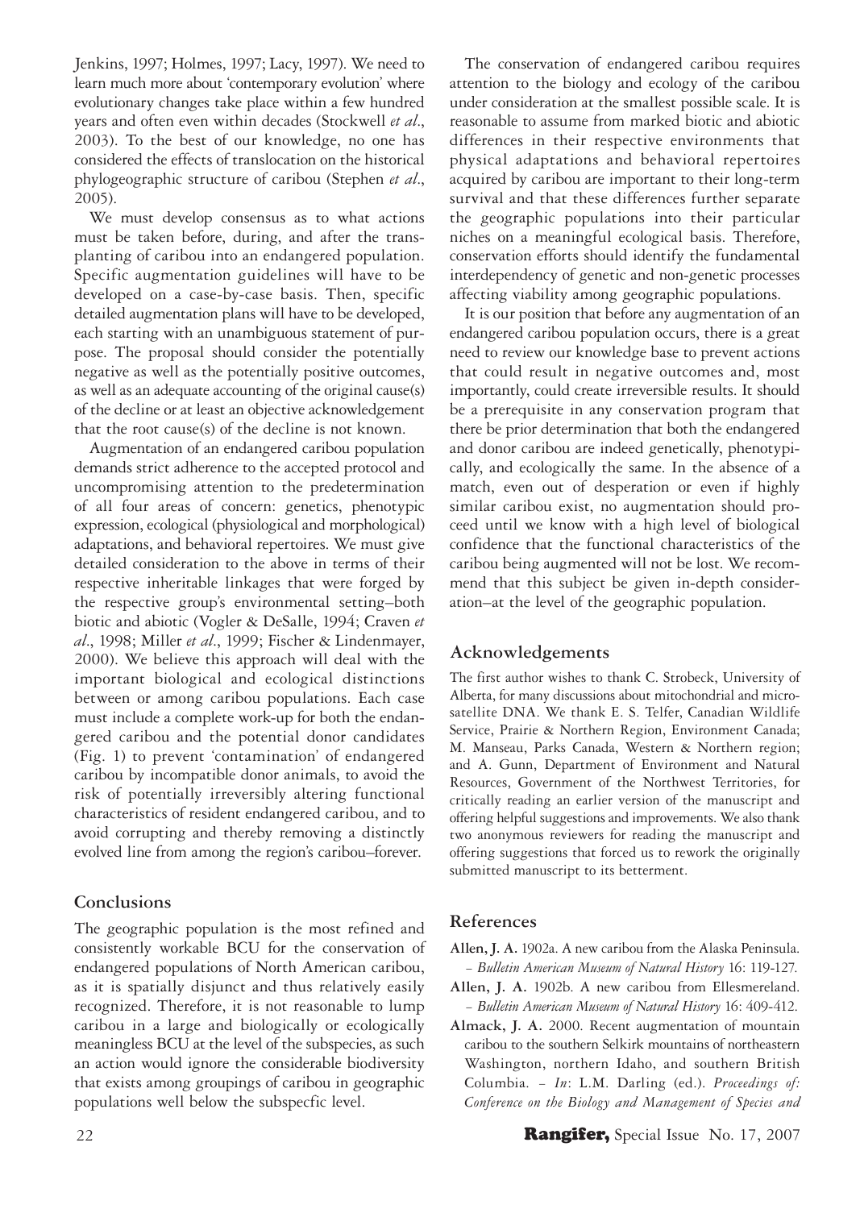Jenkins, 1997; Holmes, 1997; Lacy, 1997). We need to learn much more about 'contemporary evolution' where evolutionary changes take place within a few hundred years and often even within decades (Stockwell *et al*., 2003). To the best of our knowledge, no one has considered the effects of translocation on the historical phylogeographic structure of caribou (Stephen *et al*., 2005).

We must develop consensus as to what actions must be taken before, during, and after the transplanting of caribou into an endangered population. Specific augmentation guidelines will have to be developed on a case-by-case basis. Then, specific detailed augmentation plans will have to be developed, each starting with an unambiguous statement of purpose. The proposal should consider the potentially negative as well as the potentially positive outcomes, as well as an adequate accounting of the original cause(s) of the decline or at least an objective acknowledgement that the root cause(s) of the decline is not known.

Augmentation of an endangered caribou population demands strict adherence to the accepted protocol and uncompromising attention to the predetermination of all four areas of concern: genetics, phenotypic expression, ecological (physiological and morphological) adaptations, and behavioral repertoires. We must give detailed consideration to the above in terms of their respective inheritable linkages that were forged by the respective group's environmental setting–both biotic and abiotic (Vogler & DeSalle, 1994; Craven *et al*., 1998; Miller *et al*., 1999; Fischer & Lindenmayer, 2000). We believe this approach will deal with the important biological and ecological distinctions between or among caribou populations. Each case must include a complete work-up for both the endangered caribou and the potential donor candidates (Fig. 1) to prevent 'contamination' of endangered caribou by incompatible donor animals, to avoid the risk of potentially irreversibly altering functional characteristics of resident endangered caribou, and to avoid corrupting and thereby removing a distinctly evolved line from among the region's caribou–forever.

## Conclusions

The geographic population is the most refined and consistently workable BCU for the conservation of endangered populations of North American caribou, as it is spatially disjunct and thus relatively easily recognized. Therefore, it is not reasonable to lump caribou in a large and biologically or ecologically meaningless BCU at the level of the subspecies, as such an action would ignore the considerable biodiversity that exists among groupings of caribou in geographic populations well below the subspecfic level.

The conservation of endangered caribou requires attention to the biology and ecology of the caribou under consideration at the smallest possible scale. It is reasonable to assume from marked biotic and abiotic differences in their respective environments that physical adaptations and behavioral repertoires acquired by caribou are important to their long-term survival and that these differences further separate the geographic populations into their particular niches on a meaningful ecological basis. Therefore, conservation efforts should identify the fundamental interdependency of genetic and non-genetic processes affecting viability among geographic populations.

It is our position that before any augmentation of an endangered caribou population occurs, there is a great need to review our knowledge base to prevent actions that could result in negative outcomes and, most importantly, could create irreversible results. It should be a prerequisite in any conservation program that there be prior determination that both the endangered and donor caribou are indeed genetically, phenotypically, and ecologically the same. In the absence of a match, even out of desperation or even if highly similar caribou exist, no augmentation should proceed until we know with a high level of biological confidence that the functional characteristics of the caribou being augmented will not be lost. We recommend that this subject be given in-depth consideration–at the level of the geographic population.

## Acknowledgements

The first author wishes to thank C. Strobeck, University of Alberta, for many discussions about mitochondrial and microsatellite DNA. We thank E. S. Telfer, Canadian Wildlife Service, Prairie & Northern Region, Environment Canada; M. Manseau, Parks Canada, Western & Northern region; and A. Gunn, Department of Environment and Natural Resources, Government of the Northwest Territories, for critically reading an earlier version of the manuscript and offering helpful suggestions and improvements. We also thank two anonymous reviewers for reading the manuscript and offering suggestions that forced us to rework the originally submitted manuscript to its betterment.

## References

**Allen, J. A.** 1902a. A new caribou from the Alaska Peninsula. – *Bulletin American Museum of Natural History* 16: 119-127.

**Allen, J. A.** 1902b. A new caribou from Ellesmereland. – *Bulletin American Museum of Natural History* 16: 409-412.

**Almack, J. A.** 2000. Recent augmentation of mountain caribou to the southern Selkirk mountains of northeastern Washington, northern Idaho, and southern British Columbia. – *In*: L.M. Darling (ed.). *Proceedings of: Conference on the Biology and Management of Species and*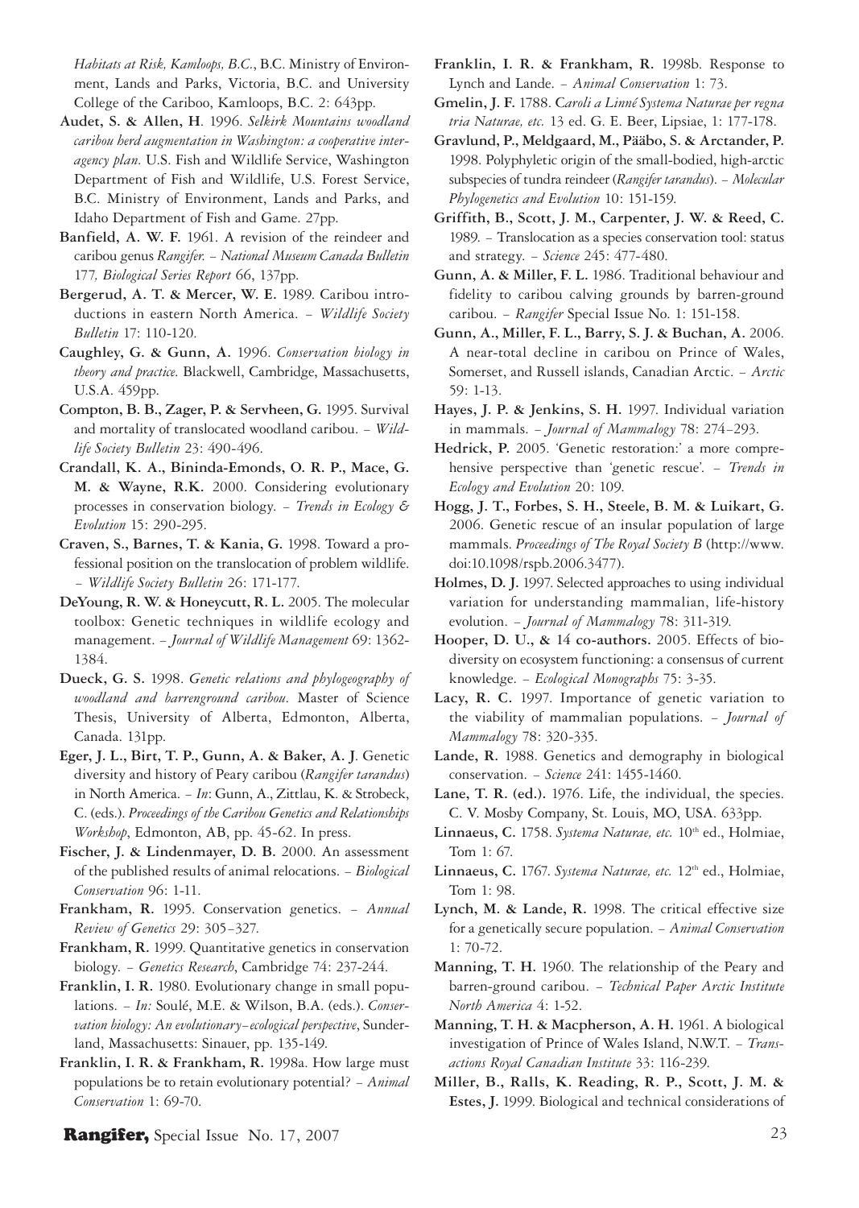*Habitats at Risk, Kamloops, B.C.*, B.C. Ministry of Environment, Lands and Parks, Victoria, B.C. and University College of the Cariboo, Kamloops, B.C. 2: 643pp.

**Audet, S. & Allen, H**. 1996. *Selkirk Mountains woodland caribou herd augmentation in Washington: a cooperative interagency plan*. U.S. Fish and Wildlife Service, Washington Department of Fish and Wildlife, U.S. Forest Service, B.C. Ministry of Environment, Lands and Parks, and Idaho Department of Fish and Game. 27pp.

**Banfield, A. W. F.** 1961. A revision of the reindeer and caribou genus *Rangifer*. – *National Museum Canada Bulletin* 177*, Biological Series Report* 66, 137pp.

**Bergerud, A. T. & Mercer, W. E.** 1989. Caribou introductions in eastern North America. – *Wildlife Society Bulletin* 17: 110-120.

**Caughley, G. & Gunn, A.** 1996. *Conservation biology in theory and practice*. Blackwell, Cambridge, Massachusetts, U.S.A. 459pp.

**Compton, B. B., Zager, P. & Servheen, G.** 1995. Survival and mortality of translocated woodland caribou. – *Wildlife Society Bulletin* 23: 490-496.

**Crandall, K. A., Bininda-Emonds, O. R. P., Mace, G. M. & Wayne, R.K.** 2000. Considering evolutionary processes in conservation biology. – *Trends in Ecology & Evolution* 15: 290-295.

**Craven, S., Barnes, T. & Kania, G.** 1998. Toward a professional position on the translocation of problem wildlife. – *Wildlife Society Bulletin* 26: 171-177.

**DeYoung, R. W. & Honeycutt, R. L.** 2005. The molecular toolbox: Genetic techniques in wildlife ecology and management. – *Journal of Wildlife Management* 69: 1362-1384.

**Dueck, G. S.** 1998. *Genetic relations and phylogeography of woodland and barrenground caribou*. Master of Science Thesis, University of Alberta, Edmonton, Alberta, Canada. 131pp.

**Eger, J. L., Birt, T. P., Gunn, A. & Baker, A. J**. Genetic diversity and history of Peary caribou (*Rangifer tarandus*) in North America. – *In*: Gunn, A., Zittlau, K. & Strobeck, C. (eds.). *Proceedings of the Caribou Genetics and Relationships Workshop*, Edmonton, AB, pp. 45-62. In press.

**Fischer, J. & Lindenmayer, D. B.** 2000. An assessment of the published results of animal relocations. – *Biological Conservation* 96: 1-11.

**Frankham, R.** 1995. Conservation genetics. – *Annual Review of Genetics* 29: 305–327.

**Frankham, R.** 1999. Quantitative genetics in conservation biology. – *Genetics Research*, Cambridge 74: 237-244.

**Franklin, I. R.** 1980. Evolutionary change in small populations. – *In:* Soulé, M.E. & Wilson, B.A. (eds.). *Conservation biology: An evolutionary–ecological perspective*, Sunderland, Massachusetts: Sinauer, pp. 135-149.

**Franklin, I. R. & Frankham, R.** 1998a. How large must populations be to retain evolutionary potential? – *Animal Conservation* 1: 69-70.

**Franklin, I. R. & Frankham, R.** 1998b. Response to Lynch and Lande. – *Animal Conservation* 1: 73.

**Gmelin, J. F.** 1788. *Caroli a Linné Systema Naturae per regna tria Naturae, etc.* 13 ed. G. E. Beer, Lipsiae, 1: 177-178.

**Gravlund, P., Meldgaard, M., Pääbo, S. & Arctander, P.** 1998. Polyphyletic origin of the small-bodied, high-arctic subspecies of tundra reindeer (*Rangifer tarandus*). – *Molecular Phylogenetics and Evolution* 10: 151-159.

**Griffith, B., Scott, J. M., Carpenter, J. W. & Reed, C.** 1989. – Translocation as a species conservation tool: status and strategy. – *Science* 245: 477-480.

**Gunn, A. & Miller, F. L.** 1986. Traditional behaviour and fidelity to caribou calving grounds by barren-ground caribou. – *Rangifer* Special Issue No. 1: 151-158.

**Gunn, A., Miller, F. L., Barry, S. J. & Buchan, A.** 2006. A near-total decline in caribou on Prince of Wales, Somerset, and Russell islands, Canadian Arctic. – *Arctic* 59: 1-13.

**Hayes, J. P. & Jenkins, S. H.** 1997. Individual variation in mammals. – *Journal of Mammalogy* 78: 274–293.

**Hedrick, P.** 2005. 'Genetic restoration:' a more comprehensive perspective than 'genetic rescue'. – *Trends in Ecology and Evolution* 20: 109.

**Hogg, J. T., Forbes, S. H., Steele, B. M. & Luikart, G.** 2006. Genetic rescue of an insular population of large mammals. *Proceedings of The Royal Society B* (http://www.doi:10.1098/rspb.2006.3477).

**Holmes, D. J.** 1997. Selected approaches to using individual variation for understanding mammalian, life-history evolution. – *Journal of Mammalogy* 78: 311-319.

**Hooper, D. U., & 14 co-authors.** 2005. Effects of biodiversity on ecosystem functioning: a consensus of current knowledge. – *Ecological Monographs* 75: 3-35.

**Lacy, R. C.** 1997. Importance of genetic variation to the viability of mammalian populations. – *Journal of Mammalogy* 78: 320-335.

**Lande, R.** 1988. Genetics and demography in biological conservation. – *Science* 241: 1455-1460.

**Lane, T. R. (ed.).** 1976. Life, the individual, the species. C. V. Mosby Company, St. Louis, MO, USA. 633pp.

**Linnaeus, C.** 1758. *Systema Naturae, etc.* 10th ed., Holmiae, Tom 1: 67.

**Linnaeus, C.** 1767. *Systema Naturae, etc.* 12th ed., Holmiae, Tom 1: 98.

**Lynch, M. & Lande, R.** 1998. The critical effective size for a genetically secure population. – *Animal Conservation* 1: 70-72.

**Manning, T. H.** 1960. The relationship of the Peary and barren-ground caribou. – *Technical Paper Arctic Institute North America* 4: 1-52.

**Manning, T. H. & Macpherson, A. H.** 1961. A biological investigation of Prince of Wales Island, N.W.T. – *Transactions Royal Canadian Institute* 33: 116-239.

**Miller, B., Ralls, K. Reading, R. P., Scott, J. M. & Estes, J.** 1999. Biological and technical considerations of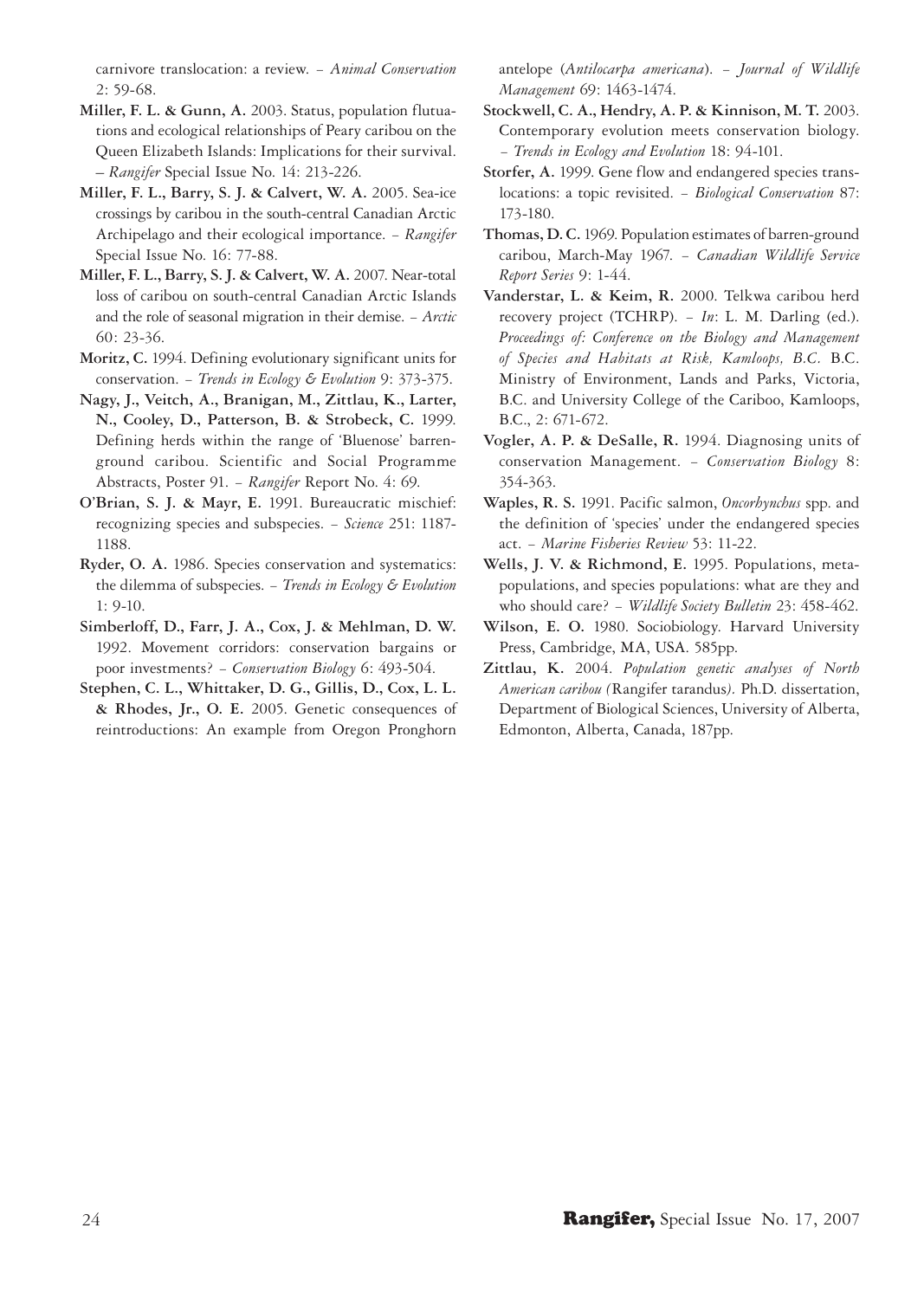carnivore translocation: a review. – *Animal Conservation* 2: 59-68.

**Miller, F. L. & Gunn, A.** 2003. Status, population fluctuations and ecological relationships of Peary caribou on the Queen Elizabeth Islands: Implications for their survival. – *Rangifer* Special Issue No. 14: 213-226.

**Miller, F. L., Barry, S. J. & Calvert, W. A.** 2005. Sea-ice crossings by caribou in the south-central Canadian Arctic Archipelago and their ecological importance. – *Rangifer* Special Issue No. 16: 77-88.

**Miller, F. L., Barry, S. J. & Calvert, W. A.** 2007. Near-total loss of caribou on south-central Canadian Arctic Islands and the role of seasonal migration in their demise. – *Arctic* 60: 23-36.

**Moritz, C.** 1994. Defining evolutionary significant units for conservation. – *Trends in Ecology & Evolution* 9: 373-375.

**Nagy, J., Veitch, A., Branigan, M., Zittlau, K., Larter, N., Cooley, D., Patterson, B. & Strobeck, C.** 1999. Defining herds within the range of 'Bluenose' barren-ground caribou. Scientific and Social Programme Abstracts, Poster 91. – *Rangifer* Report No. 4: 69.

**O'Brian, S. J. & Mayr, E.** 1991. Bureaucratic mischief: recognizing species and subspecies. – *Science* 251: 1187-1188.

**Ryder, O. A.** 1986. Species conservation and systematics: the dilemma of subspecies. – *Trends in Ecology & Evolution* 1: 9-10.

**Simberloff, D., Farr, J. A., Cox, J. & Mehlman, D. W.** 1992. Movement corridors: conservation bargains or poor investments? – *Conservation Biology* 6: 493-504.

**Stephen, C. L., Whittaker, D. G., Gillis, D., Cox, L. L. & Rhodes, Jr., O. E.** 2005. Genetic consequences of reintroductions: An example from Oregon Pronghorn antelope (*Antilocarpa americana*). – *Journal of Wildlife Management* 69: 1463-1474.

**Stockwell, C. A., Hendry, A. P. & Kinnison, M. T.** 2003. Contemporary evolution meets conservation biology. – *Trends in Ecology and Evolution* 18: 94-101.

**Storfer, A.** 1999. Gene flow and endangered species translocations: a topic revisited. – *Biological Conservation* 87: 173-180.

**Thomas, D. C.** 1969. Population estimates of barren-ground caribou, March-May 1967. – *Canadian Wildlife Service Report Series* 9: 1-44.

**Vanderstar, L. & Keim, R.** 2000. Telkwa caribou herd recovery project (TCHRP). – *In*: L. M. Darling (ed.). *Proceedings of: Conference on the Biology and Management of Species and Habitats at Risk, Kamloops, B.C.* B.C. Ministry of Environment, Lands and Parks, Victoria, B.C. and University College of the Cariboo, Kamloops, B.C., 2: 671-672.

**Vogler, A. P. & DeSalle, R.** 1994. Diagnosing units of conservation Management. – *Conservation Biology* 8: 354-363.

**Waples, R. S.** 1991. Pacific salmon, *Oncorhynchus* spp. and the definition of 'species' under the endangered species act. – *Marine Fisheries Review* 53: 11-22.

**Wells, J. V. & Richmond, E.** 1995. Populations, metapopulations, and species populations: what are they and who should care? – *Wildlife Society Bulletin* 23: 458-462.

**Wilson, E. O.** 1980. Sociobiology. Harvard University Press, Cambridge, MA, USA. 585pp.

**Zittlau, K.** 2004. *Population genetic analyses of North American caribou (*Rangifer tarandus*).* Ph.D. dissertation, Department of Biological Sciences, University of Alberta, Edmonton, Alberta, Canada, 187pp.